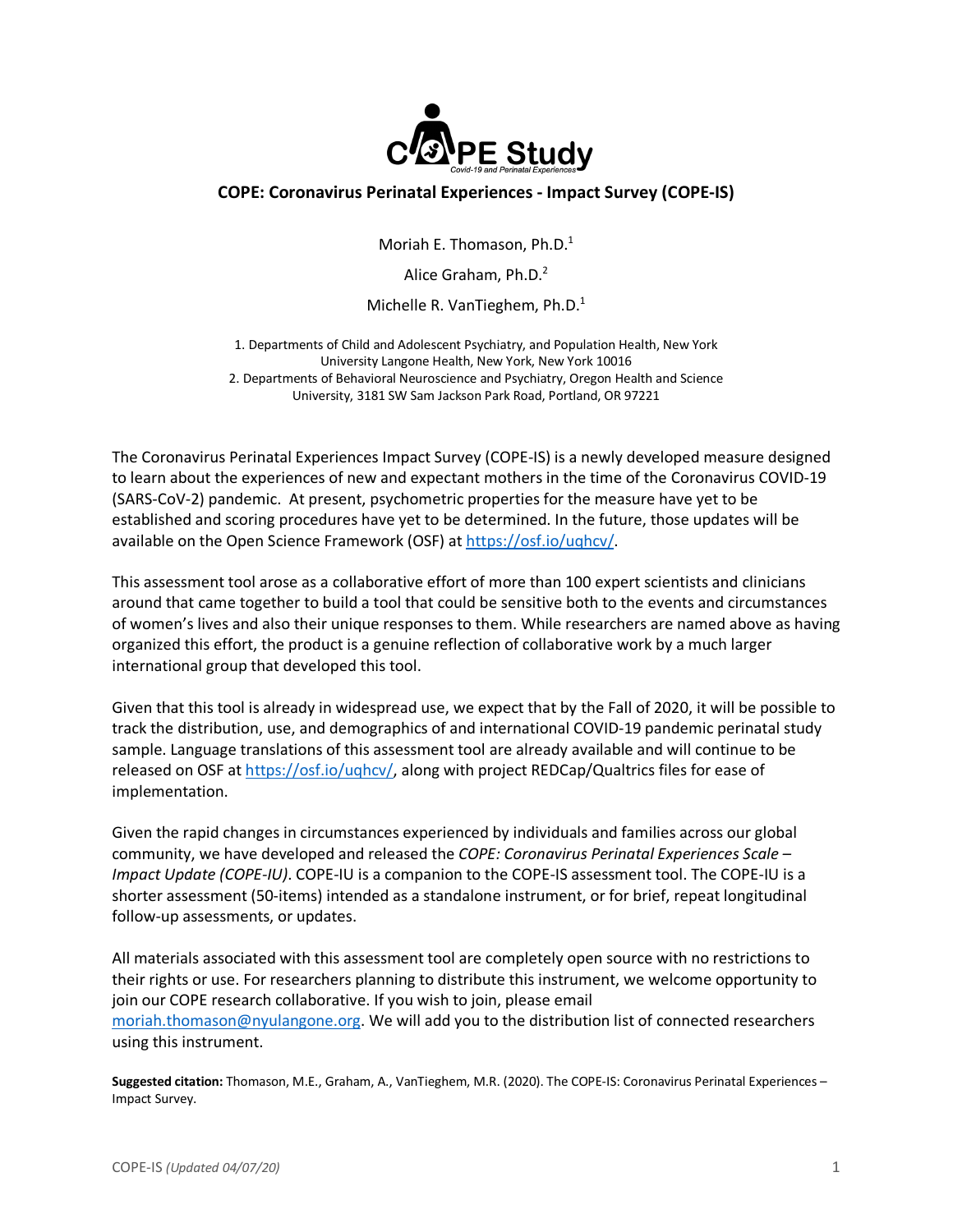# COPE Study

*Covid-19 and Perinatal Experiences*

## COPE: Coronavirus Perinatal Experiences - Impact Survey (COPE-IS)

Moriah E. Thomason, Ph.D.[1]

Alice Graham, Ph.D.[2]

Michelle R. VanTieghem, Ph.D.[1]

1. Departments of Child and Adolescent Psychiatry, and Population Health, New York University Langone Health, New York, New York 10016
2. Departments of Behavioral Neuroscience and Psychiatry, Oregon Health and Science University, 3181 SW Sam Jackson Park Road, Portland, OR 97221

The Coronavirus Perinatal Experiences Impact Survey (COPE-IS) is a newly developed measure designed to learn about the experiences of new and expectant mothers in the time of the Coronavirus COVID-19 (SARS-CoV-2) pandemic. At present, psychometric properties for the measure have yet to be established and scoring procedures have yet to be determined. In the future, those updates will be available on the Open Science Framework (OSF) at https://osf.io/uqhcv/.

This assessment tool arose as a collaborative effort of more than 100 expert scientists and clinicians around that came together to build a tool that could be sensitive both to the events and circumstances of women's lives and also their unique responses to them. While researchers are named above as having organized this effort, the product is a genuine reflection of collaborative work by a much larger international group that developed this tool.

Given that this tool is already in widespread use, we expect that by the Fall of 2020, it will be possible to track the distribution, use, and demographics of and international COVID-19 pandemic perinatal study sample. Language translations of this assessment tool are already available and will continue to be released on OSF at https://osf.io/uqhcv/, along with project REDCap/Qualtrics files for ease of implementation.

Given the rapid changes in circumstances experienced by individuals and families across our global community, we have developed and released the *COPE: Coronavirus Perinatal Experiences Scale – Impact Update (COPE-IU)*. COPE-IU is a companion to the COPE-IS assessment tool. The COPE-IU is a shorter assessment (50-items) intended as a standalone instrument, or for brief, repeat longitudinal follow-up assessments, or updates.

All materials associated with this assessment tool are completely open source with no restrictions to their rights or use. For researchers planning to distribute this instrument, we welcome opportunity to join our COPE research collaborative. If you wish to join, please email moriah.thomason@nyulangone.org. We will add you to the distribution list of connected researchers using this instrument.

**Suggested citation:** Thomason, M.E., Graham, A., VanTieghem, M.R. (2020). The COPE-IS: Coronavirus Perinatal Experiences – Impact Survey.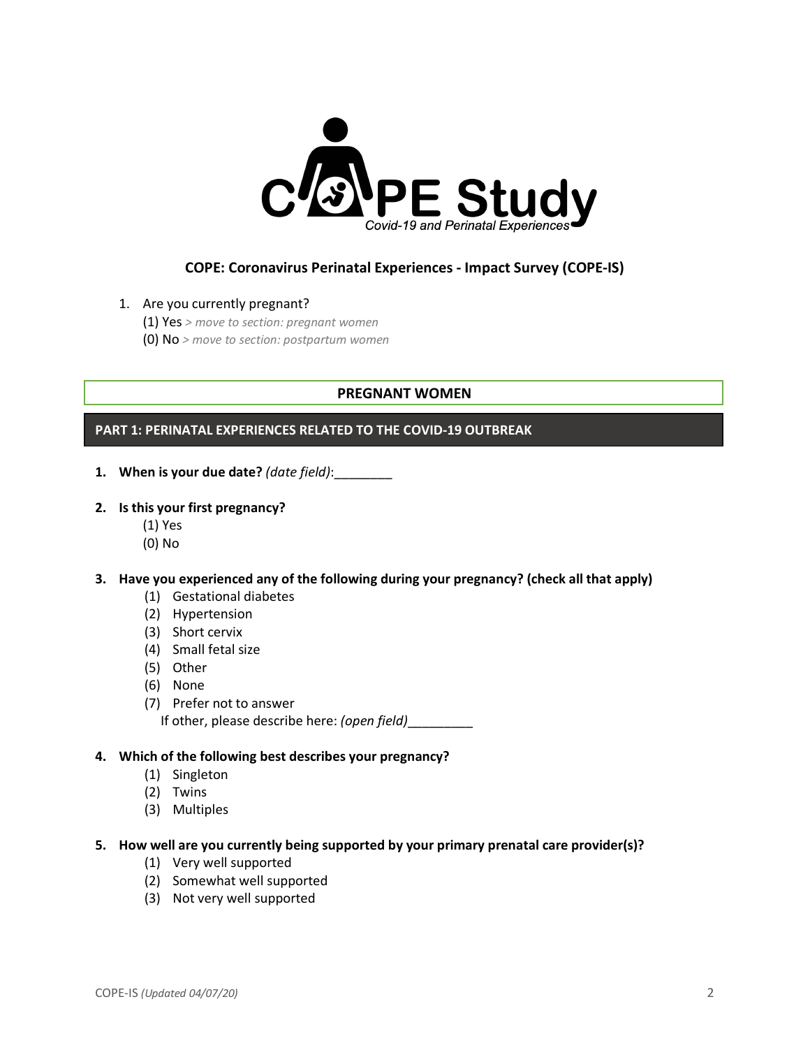COPE Study
Covid-19 and Perinatal Experiences

## COPE: Coronavirus Perinatal Experiences - Impact Survey (COPE-IS)

1. Are you currently pregnant?
   (1) Yes *> move to section: pregnant women*
   (0) No *> move to section: postpartum women*

## PREGNANT WOMEN

### PART 1: PERINATAL EXPERIENCES RELATED TO THE COVID-19 OUTBREAK

1. **When is your due date?** *(date field)*:________

2. **Is this your first pregnancy?**
   (1) Yes
   (0) No

3. **Have you experienced any of the following during your pregnancy? (check all that apply)**
   (1) Gestational diabetes
   (2) Hypertension
   (3) Short cervix
   (4) Small fetal size
   (5) Other
   (6) None
   (7) Prefer not to answer
   If other, please describe here: *(open field)*_________

4. **Which of the following best describes your pregnancy?**
   (1) Singleton
   (2) Twins
   (3) Multiples

5. **How well are you currently being supported by your primary prenatal care provider(s)?**
   (1) Very well supported
   (2) Somewhat well supported
   (3) Not very well supported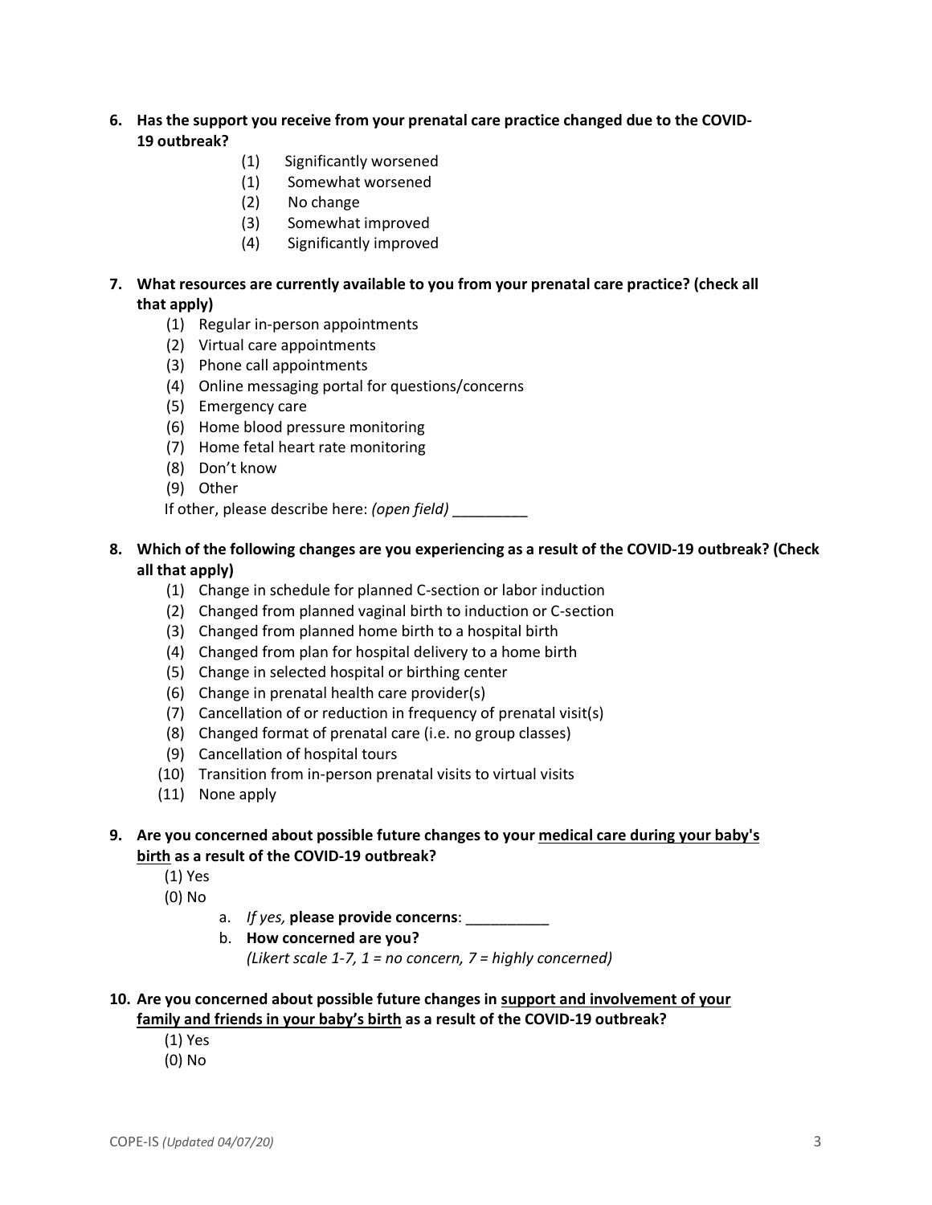**6. Has the support you receive from your prenatal care practice changed due to the COVID-19 outbreak?**

- (1) Significantly worsened
- (1) Somewhat worsened
- (2) No change
- (3) Somewhat improved
- (4) Significantly improved

**7. What resources are currently available to you from your prenatal care practice? (check all that apply)**

- (1) Regular in-person appointments
- (2) Virtual care appointments
- (3) Phone call appointments
- (4) Online messaging portal for questions/concerns
- (5) Emergency care
- (6) Home blood pressure monitoring
- (7) Home fetal heart rate monitoring
- (8) Don't know
- (9) Other

If other, please describe here: *(open field)* _________

**8. Which of the following changes are you experiencing as a result of the COVID-19 outbreak? (Check all that apply)**

- (1) Change in schedule for planned C-section or labor induction
- (2) Changed from planned vaginal birth to induction or C-section
- (3) Changed from planned home birth to a hospital birth
- (4) Changed from plan for hospital delivery to a home birth
- (5) Change in selected hospital or birthing center
- (6) Change in prenatal health care provider(s)
- (7) Cancellation of or reduction in frequency of prenatal visit(s)
- (8) Changed format of prenatal care (i.e. no group classes)
- (9) Cancellation of hospital tours
- (10) Transition from in-person prenatal visits to virtual visits
- (11) None apply

**9. Are you concerned about possible future changes to your <u>medical care during your baby's birth</u> as a result of the COVID-19 outbreak?**

- (1) Yes
- (0) No

  a. *If yes,* **please provide concerns**: __________

  b. **How concerned are you?**
  *(Likert scale 1-7, 1 = no concern, 7 = highly concerned)*

**10. Are you concerned about possible future changes in <u>support and involvement of your family and friends in your baby's birth</u> as a result of the COVID-19 outbreak?**

- (1) Yes
- (0) No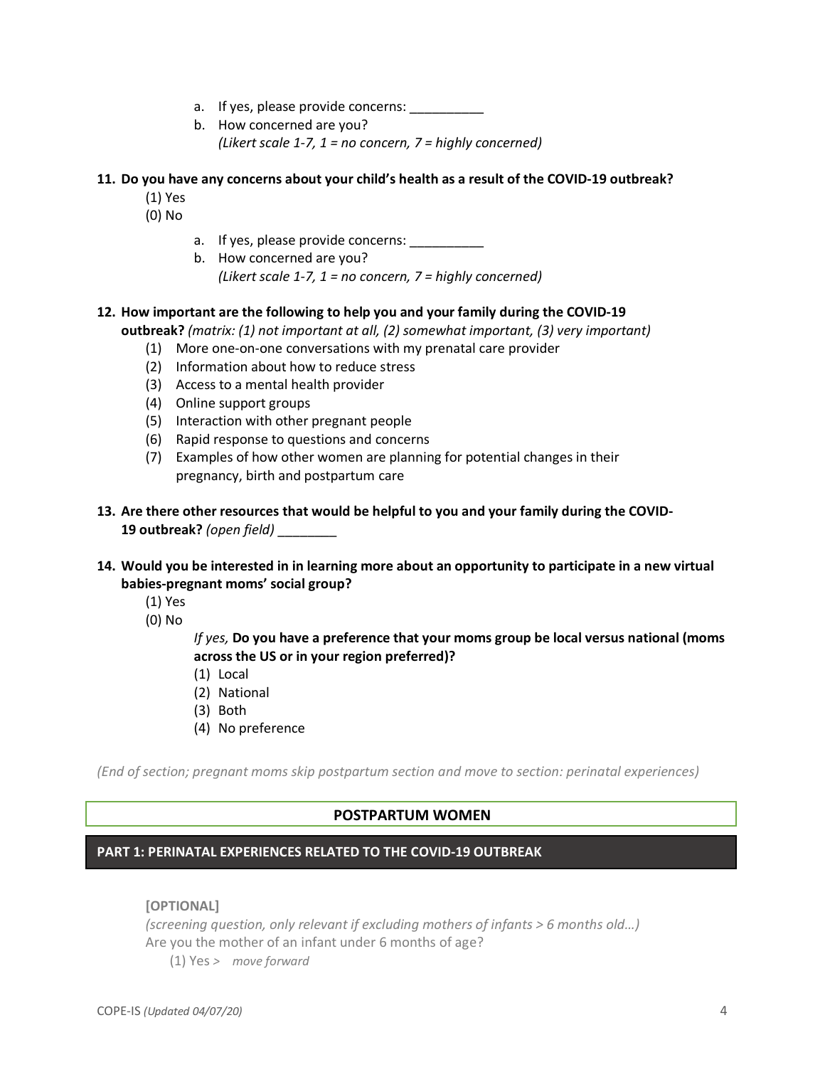a. If yes, please provide concerns: __________
   b. How concerned are you?
      *(Likert scale 1-7, 1 = no concern, 7 = highly concerned)*

**11. Do you have any concerns about your child's health as a result of the COVID-19 outbreak?**

(1) Yes
(0) No

   a. If yes, please provide concerns: __________
   b. How concerned are you?
      *(Likert scale 1-7, 1 = no concern, 7 = highly concerned)*

**12. How important are the following to help you and your family during the COVID-19 outbreak?** *(matrix: (1) not important at all, (2) somewhat important, (3) very important)*

(1) More one-on-one conversations with my prenatal care provider
(2) Information about how to reduce stress
(3) Access to a mental health provider
(4) Online support groups
(5) Interaction with other pregnant people
(6) Rapid response to questions and concerns
(7) Examples of how other women are planning for potential changes in their pregnancy, birth and postpartum care

**13. Are there other resources that would be helpful to you and your family during the COVID-19 outbreak?** *(open field)* ________

**14. Would you be interested in in learning more about an opportunity to participate in a new virtual babies-pregnant moms' social group?**

(1) Yes
(0) No

*If yes,* **Do you have a preference that your moms group be local versus national (moms across the US or in your region preferred)?**

(1) Local
(2) National
(3) Both
(4) No preference

*(End of section; pregnant moms skip postpartum section and move to section: perinatal experiences)*

## POSTPARTUM WOMEN

## PART 1: PERINATAL EXPERIENCES RELATED TO THE COVID-19 OUTBREAK

**[OPTIONAL]**

*(screening question, only relevant if excluding mothers of infants > 6 months old…)*

Are you the mother of an infant under 6 months of age?

(1) Yes > *move forward*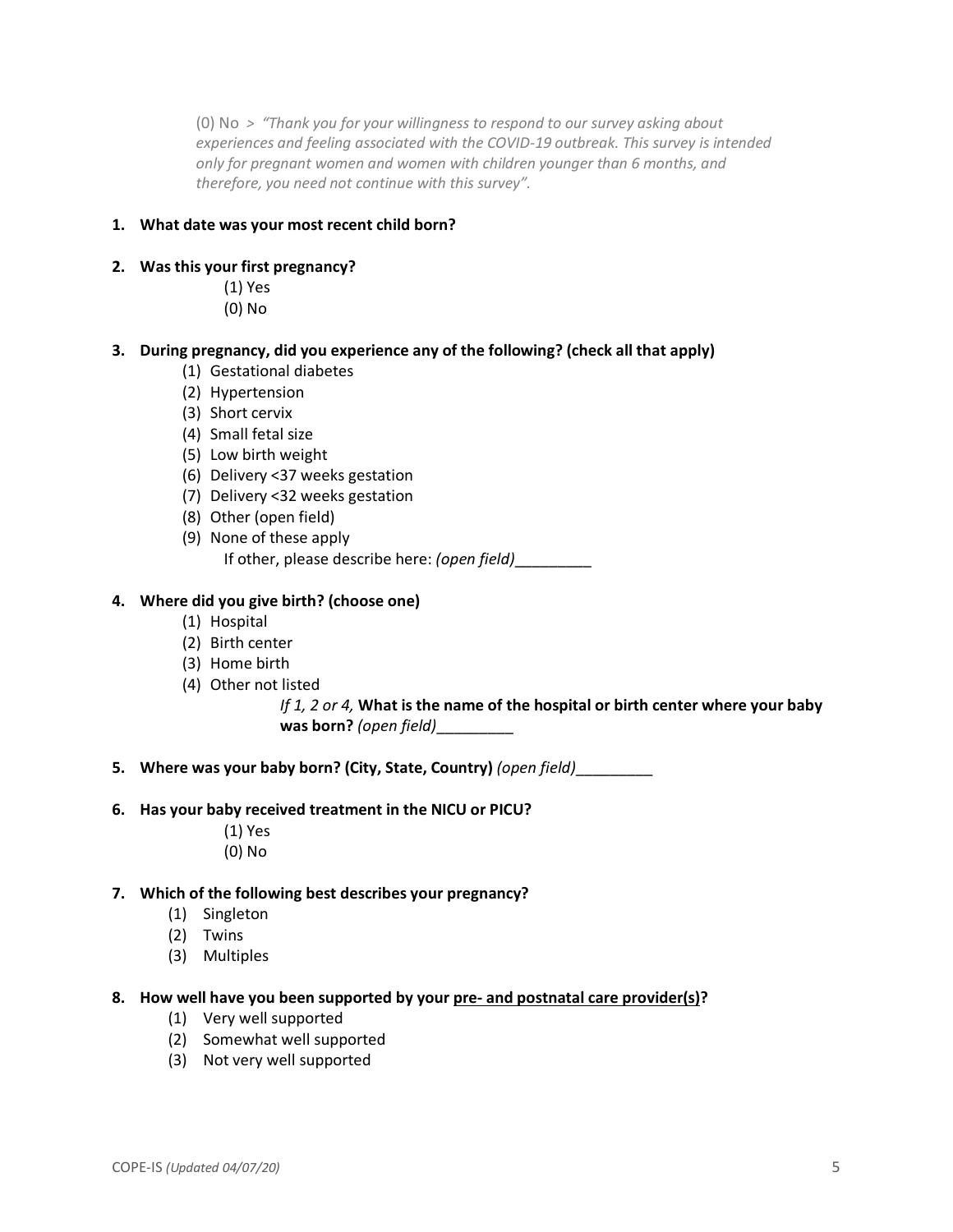(0) No > *"Thank you for your willingness to respond to our survey asking about experiences and feeling associated with the COVID-19 outbreak. This survey is intended only for pregnant women and women with children younger than 6 months, and therefore, you need not continue with this survey".*

**1. What date was your most recent child born?**

**2. Was this your first pregnancy?**

(1) Yes
(0) No

**3. During pregnancy, did you experience any of the following? (check all that apply)**

(1) Gestational diabetes
(2) Hypertension
(3) Short cervix
(4) Small fetal size
(5) Low birth weight
(6) Delivery <37 weeks gestation
(7) Delivery <32 weeks gestation
(8) Other (open field)
(9) None of these apply

If other, please describe here: *(open field)*_________

**4. Where did you give birth? (choose one)**

(1) Hospital
(2) Birth center
(3) Home birth
(4) Other not listed

*If 1, 2 or 4,* **What is the name of the hospital or birth center where your baby was born?** *(open field)*_________

**5. Where was your baby born? (City, State, Country)** *(open field)*_________

**6. Has your baby received treatment in the NICU or PICU?**

(1) Yes
(0) No

**7. Which of the following best describes your pregnancy?**

(1) Singleton
(2) Twins
(3) Multiples

**8. How well have you been supported by your <u>pre- and postnatal care provider(s)</u>?**

(1) Very well supported
(2) Somewhat well supported
(3) Not very well supported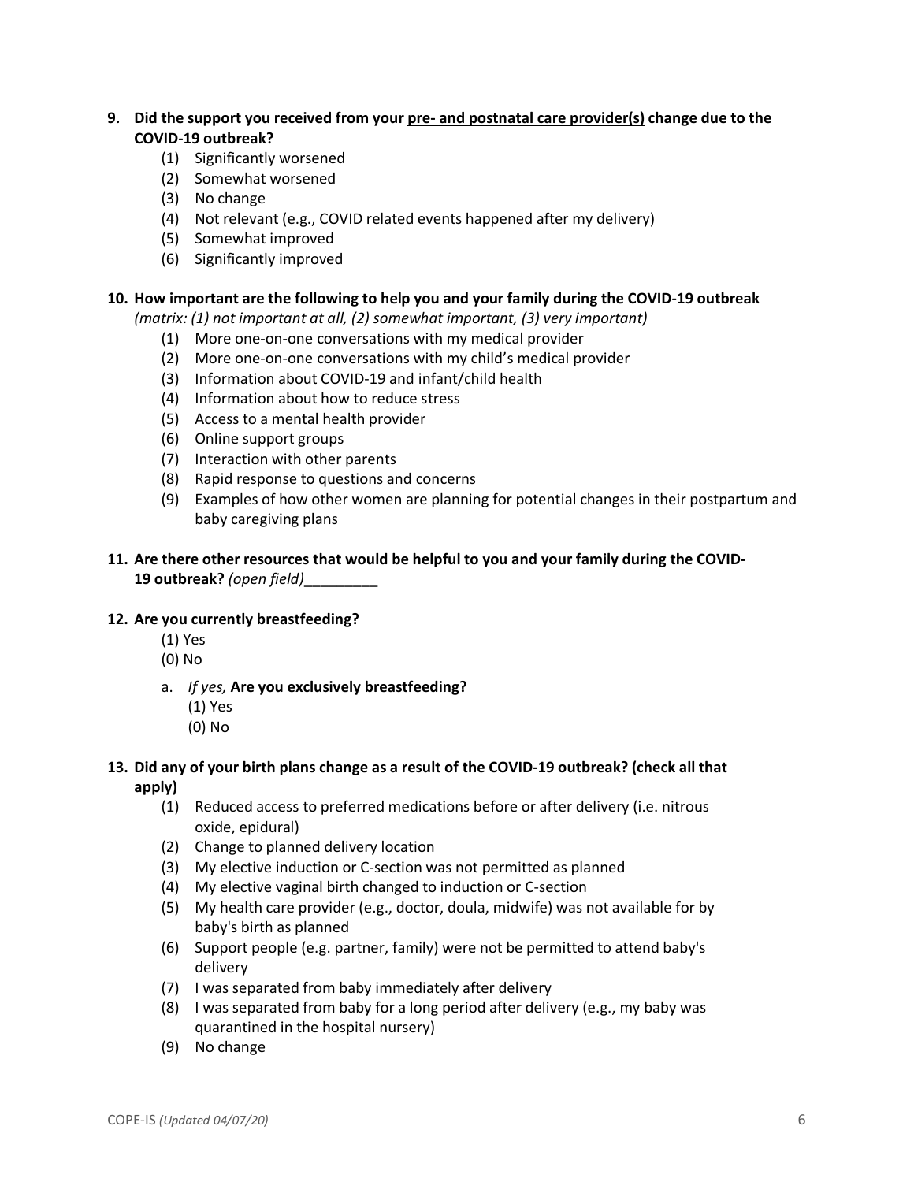**9. Did the support you received from your <u>pre- and postnatal care provider(s)</u> change due to the COVID-19 outbreak?**

(1) Significantly worsened
(2) Somewhat worsened
(3) No change
(4) Not relevant (e.g., COVID related events happened after my delivery)
(5) Somewhat improved
(6) Significantly improved

**10. How important are the following to help you and your family during the COVID-19 outbreak**
*(matrix: (1) not important at all, (2) somewhat important, (3) very important)*

(1) More one-on-one conversations with my medical provider
(2) More one-on-one conversations with my child's medical provider
(3) Information about COVID-19 and infant/child health
(4) Information about how to reduce stress
(5) Access to a mental health provider
(6) Online support groups
(7) Interaction with other parents
(8) Rapid response to questions and concerns
(9) Examples of how other women are planning for potential changes in their postpartum and baby caregiving plans

**11. Are there other resources that would be helpful to you and your family during the COVID-19 outbreak?** *(open field)*_________

**12. Are you currently breastfeeding?**

(1) Yes
(0) No

a. *If yes,* **Are you exclusively breastfeeding?**
   (1) Yes
   (0) No

**13. Did any of your birth plans change as a result of the COVID-19 outbreak? (check all that apply)**

(1) Reduced access to preferred medications before or after delivery (i.e. nitrous oxide, epidural)
(2) Change to planned delivery location
(3) My elective induction or C-section was not permitted as planned
(4) My elective vaginal birth changed to induction or C-section
(5) My health care provider (e.g., doctor, doula, midwife) was not available for by baby's birth as planned
(6) Support people (e.g. partner, family) were not be permitted to attend baby's delivery
(7) I was separated from baby immediately after delivery
(8) I was separated from baby for a long period after delivery (e.g., my baby was quarantined in the hospital nursery)
(9) No change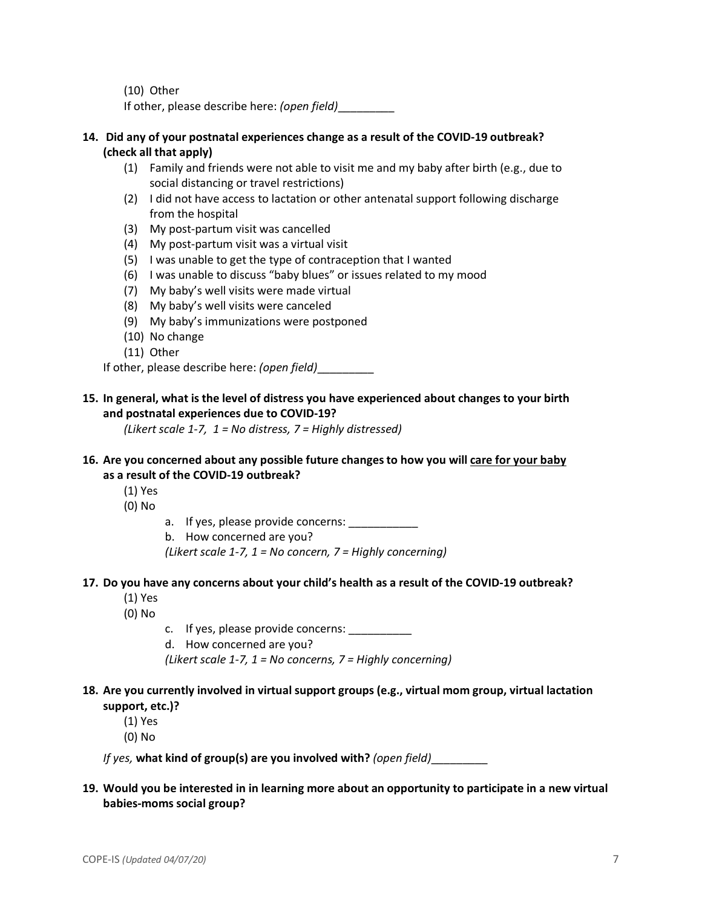(10) Other

If other, please describe here: *(open field)*_________

**14. Did any of your postnatal experiences change as a result of the COVID-19 outbreak? (check all that apply)**

- (1) Family and friends were not able to visit me and my baby after birth (e.g., due to social distancing or travel restrictions)
- (2) I did not have access to lactation or other antenatal support following discharge from the hospital
- (3) My post-partum visit was cancelled
- (4) My post-partum visit was a virtual visit
- (5) I was unable to get the type of contraception that I wanted
- (6) I was unable to discuss "baby blues" or issues related to my mood
- (7) My baby's well visits were made virtual
- (8) My baby's well visits were canceled
- (9) My baby's immunizations were postponed
- (10) No change
- (11) Other

If other, please describe here: *(open field)*_________

**15. In general, what is the level of distress you have experienced about changes to your birth and postnatal experiences due to COVID-19?**

*(Likert scale 1-7, 1 = No distress, 7 = Highly distressed)*

**16. Are you concerned about any possible future changes to how you will <u>care for your baby</u> as a result of the COVID-19 outbreak?**

(1) Yes

(0) No

a. If yes, please provide concerns: ___________

b. How concerned are you?

*(Likert scale 1-7, 1 = No concern, 7 = Highly concerning)*

**17. Do you have any concerns about your child's health as a result of the COVID-19 outbreak?**

(1) Yes

(0) No

c. If yes, please provide concerns: __________

d. How concerned are you?

*(Likert scale 1-7, 1 = No concerns, 7 = Highly concerning)*

**18. Are you currently involved in virtual support groups (e.g., virtual mom group, virtual lactation support, etc.)?**

(1) Yes

(0) No

*If yes,* **what kind of group(s) are you involved with?** *(open field)*_________

**19. Would you be interested in in learning more about an opportunity to participate in a new virtual babies-moms social group?**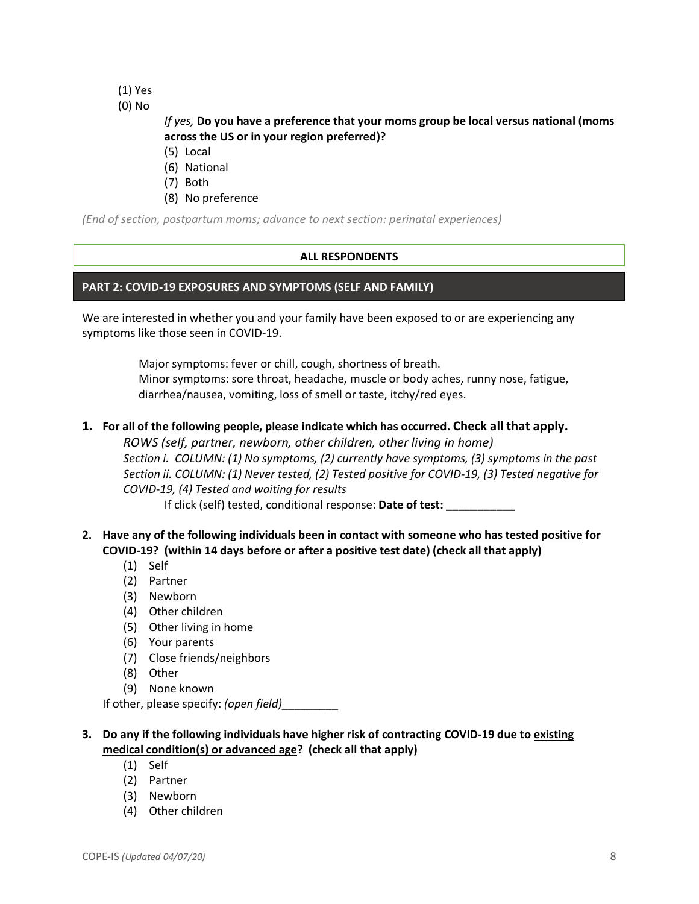(1) Yes
(0) No

*If yes,* **Do you have a preference that your moms group be local versus national (moms across the US or in your region preferred)?**

(5) Local
(6) National
(7) Both
(8) No preference

*(End of section, postpartum moms; advance to next section: perinatal experiences)*

**ALL RESPONDENTS**

## PART 2: COVID-19 EXPOSURES AND SYMPTOMS (SELF AND FAMILY)

We are interested in whether you and your family have been exposed to or are experiencing any symptoms like those seen in COVID-19.

Major symptoms: fever or chill, cough, shortness of breath.
Minor symptoms: sore throat, headache, muscle or body aches, runny nose, fatigue, diarrhea/nausea, vomiting, loss of smell or taste, itchy/red eyes.

1. **For all of the following people, please indicate which has occurred. Check all that apply.**
   *ROWS (self, partner, newborn, other children, other living in home)*
   *Section i. COLUMN: (1) No symptoms, (2) currently have symptoms, (3) symptoms in the past*
   *Section ii. COLUMN: (1) Never tested, (2) Tested positive for COVID-19, (3) Tested negative for COVID-19, (4) Tested and waiting for results*
   If click (self) tested, conditional response: **Date of test: \_\_\_\_\_\_\_\_\_\_\_**

2. **Have any of the following individuals been in contact with someone who has tested positive for COVID-19? (within 14 days before or after a positive test date) (check all that apply)**
   (1) Self
   (2) Partner
   (3) Newborn
   (4) Other children
   (5) Other living in home
   (6) Your parents
   (7) Close friends/neighbors
   (8) Other
   (9) None known
   If other, please specify: *(open field)*\_\_\_\_\_\_\_\_\_

3. **Do any if the following individuals have higher risk of contracting COVID-19 due to existing medical condition(s) or advanced age? (check all that apply)**
   (1) Self
   (2) Partner
   (3) Newborn
   (4) Other children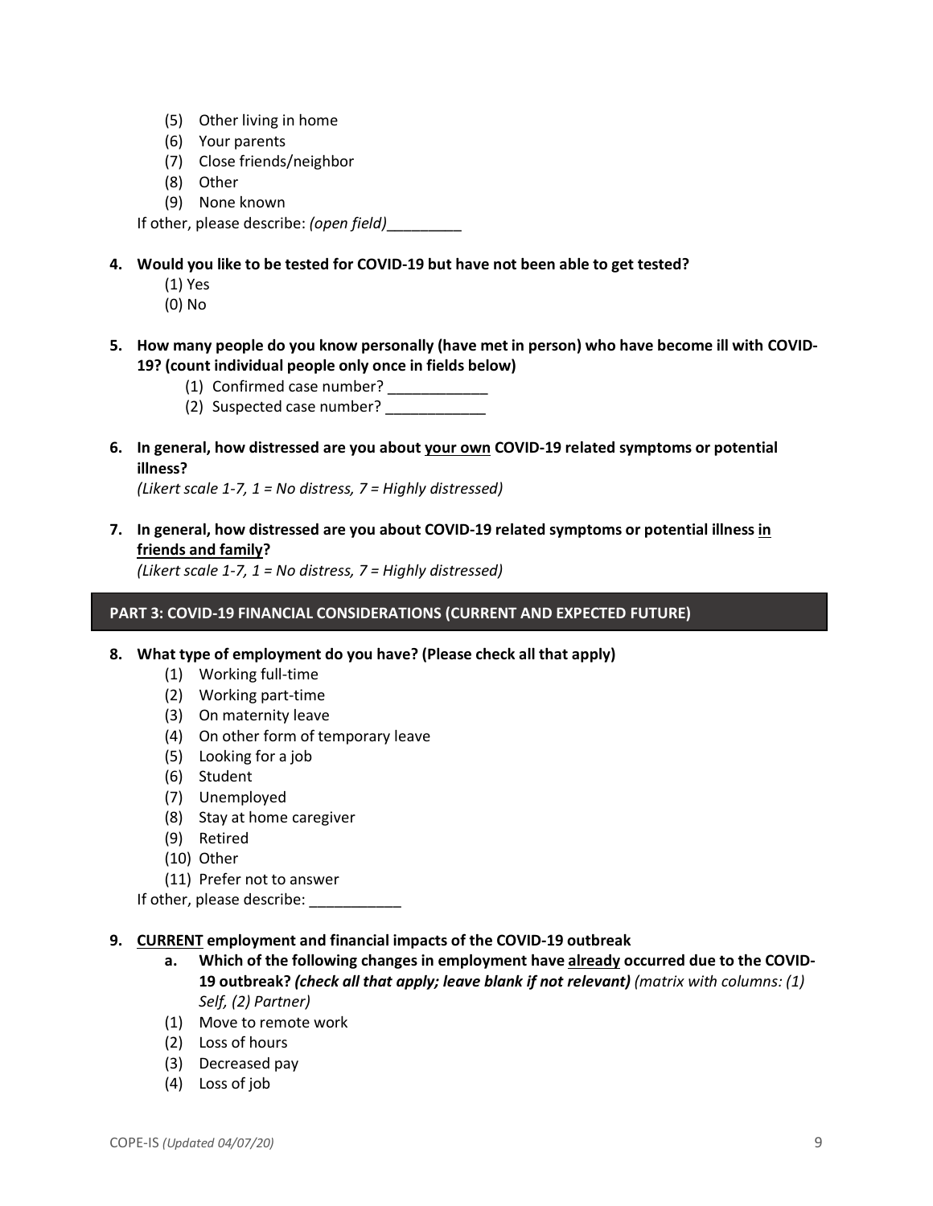(5) Other living in home
(6) Your parents
(7) Close friends/neighbor
(8) Other
(9) None known

If other, please describe: *(open field)*_________

**4. Would you like to be tested for COVID-19 but have not been able to get tested?**

(1) Yes
(0) No

**5. How many people do you know personally (have met in person) who have become ill with COVID-19? (count individual people only once in fields below)**

(1) Confirmed case number? ____________
(2) Suspected case number? ____________

**6. In general, how distressed are you about <u>your own</u> COVID-19 related symptoms or potential illness?**

*(Likert scale 1-7, 1 = No distress, 7 = Highly distressed)*

**7. In general, how distressed are you about COVID-19 related symptoms or potential illness <u>in friends and family</u>?**

*(Likert scale 1-7, 1 = No distress, 7 = Highly distressed)*

## PART 3: COVID-19 FINANCIAL CONSIDERATIONS (CURRENT AND EXPECTED FUTURE)

**8. What type of employment do you have? (Please check all that apply)**

(1) Working full-time
(2) Working part-time
(3) On maternity leave
(4) On other form of temporary leave
(5) Looking for a job
(6) Student
(7) Unemployed
(8) Stay at home caregiver
(9) Retired
(10) Other
(11) Prefer not to answer

If other, please describe: ___________

**9. <u>CURRENT</u> employment and financial impacts of the COVID-19 outbreak**

**a. Which of the following changes in employment have <u>already</u> occurred due to the COVID-19 outbreak? *(check all that apply; leave blank if not relevant)*** *(matrix with columns: (1) Self, (2) Partner)*

(1) Move to remote work
(2) Loss of hours
(3) Decreased pay
(4) Loss of job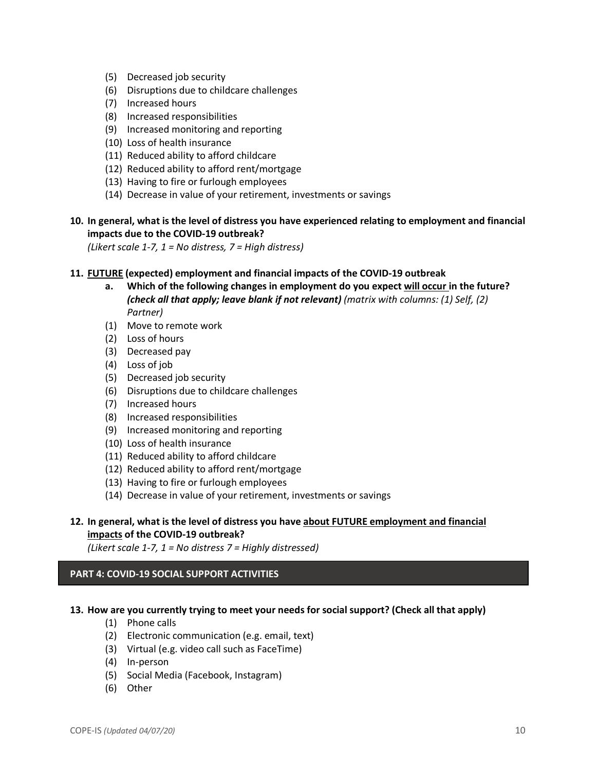(5) Decreased job security
(6) Disruptions due to childcare challenges
(7) Increased hours
(8) Increased responsibilities
(9) Increased monitoring and reporting
(10) Loss of health insurance
(11) Reduced ability to afford childcare
(12) Reduced ability to afford rent/mortgage
(13) Having to fire or furlough employees
(14) Decrease in value of your retirement, investments or savings

**10. In general, what is the level of distress you have experienced relating to employment and financial impacts due to the COVID-19 outbreak?**
*(Likert scale 1-7, 1 = No distress, 7 = High distress)*

**11. <u>FUTURE</u> (expected) employment and financial impacts of the COVID-19 outbreak**

**a. Which of the following changes in employment do you expect <u>will occur</u> in the future?** ***(check all that apply; leave blank if not relevant)*** *(matrix with columns: (1) Self, (2) Partner)*

(1) Move to remote work
(2) Loss of hours
(3) Decreased pay
(4) Loss of job
(5) Decreased job security
(6) Disruptions due to childcare challenges
(7) Increased hours
(8) Increased responsibilities
(9) Increased monitoring and reporting
(10) Loss of health insurance
(11) Reduced ability to afford childcare
(12) Reduced ability to afford rent/mortgage
(13) Having to fire or furlough employees
(14) Decrease in value of your retirement, investments or savings

**12. In general, what is the level of distress you have <u>about FUTURE employment and financial impacts</u> of the COVID-19 outbreak?**
*(Likert scale 1-7, 1 = No distress 7 = Highly distressed)*

## PART 4: COVID-19 SOCIAL SUPPORT ACTIVITIES

**13. How are you currently trying to meet your needs for social support? (Check all that apply)**

(1) Phone calls
(2) Electronic communication (e.g. email, text)
(3) Virtual (e.g. video call such as FaceTime)
(4) In-person
(5) Social Media (Facebook, Instagram)
(6) Other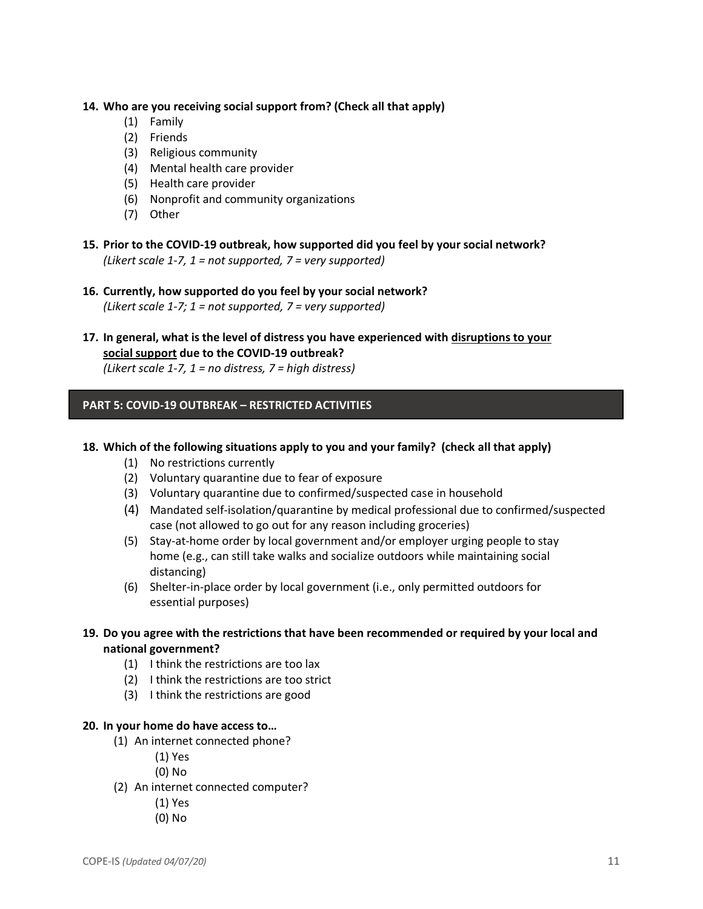**14. Who are you receiving social support from? (Check all that apply)**

(1) Family
(2) Friends
(3) Religious community
(4) Mental health care provider
(5) Health care provider
(6) Nonprofit and community organizations
(7) Other

**15. Prior to the COVID-19 outbreak, how supported did you feel by your social network?**
*(Likert scale 1-7, 1 = not supported, 7 = very supported)*

**16. Currently, how supported do you feel by your social network?**
*(Likert scale 1-7; 1 = not supported, 7 = very supported)*

**17. In general, what is the level of distress you have experienced with <u>disruptions to your social support</u> due to the COVID-19 outbreak?**
*(Likert scale 1-7, 1 = no distress, 7 = high distress)*

## PART 5: COVID-19 OUTBREAK – RESTRICTED ACTIVITIES

**18. Which of the following situations apply to you and your family? (check all that apply)**

(1) No restrictions currently
(2) Voluntary quarantine due to fear of exposure
(3) Voluntary quarantine due to confirmed/suspected case in household
(4) Mandated self-isolation/quarantine by medical professional due to confirmed/suspected case (not allowed to go out for any reason including groceries)
(5) Stay-at-home order by local government and/or employer urging people to stay home (e.g., can still take walks and socialize outdoors while maintaining social distancing)
(6) Shelter-in-place order by local government (i.e., only permitted outdoors for essential purposes)

**19. Do you agree with the restrictions that have been recommended or required by your local and national government?**

(1) I think the restrictions are too lax
(2) I think the restrictions are too strict
(3) I think the restrictions are good

**20. In your home do have access to…**

(1) An internet connected phone?
  (1) Yes
  (0) No
(2) An internet connected computer?
  (1) Yes
  (0) No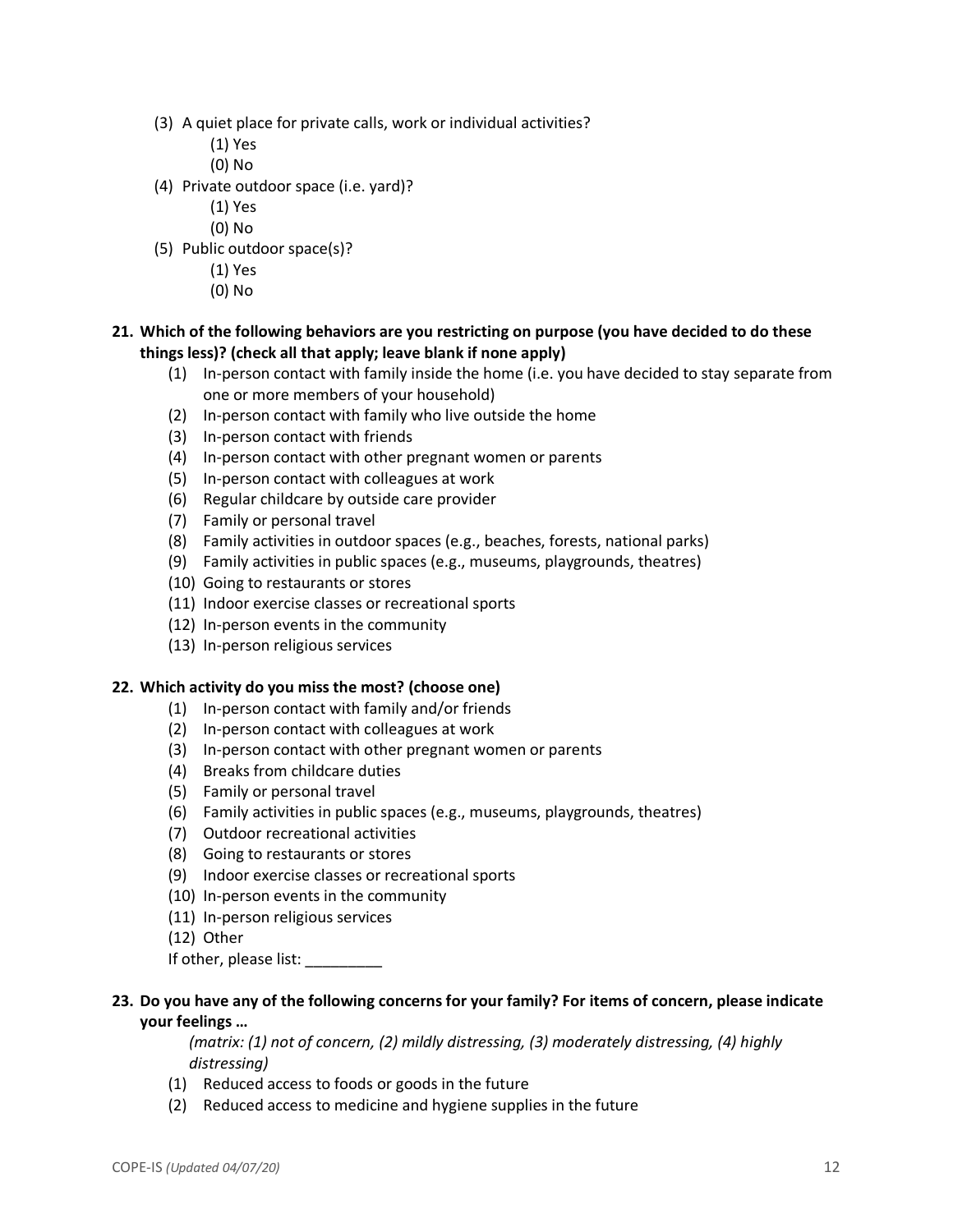(3) A quiet place for private calls, work or individual activities?
   - (1) Yes
   - (0) No

(4) Private outdoor space (i.e. yard)?
   - (1) Yes
   - (0) No

(5) Public outdoor space(s)?
   - (1) Yes
   - (0) No

**21. Which of the following behaviors are you restricting on purpose (you have decided to do these things less)? (check all that apply; leave blank if none apply)**

(1) In-person contact with family inside the home (i.e. you have decided to stay separate from one or more members of your household)
(2) In-person contact with family who live outside the home
(3) In-person contact with friends
(4) In-person contact with other pregnant women or parents
(5) In-person contact with colleagues at work
(6) Regular childcare by outside care provider
(7) Family or personal travel
(8) Family activities in outdoor spaces (e.g., beaches, forests, national parks)
(9) Family activities in public spaces (e.g., museums, playgrounds, theatres)
(10) Going to restaurants or stores
(11) Indoor exercise classes or recreational sports
(12) In-person events in the community
(13) In-person religious services

**22. Which activity do you miss the most? (choose one)**

(1) In-person contact with family and/or friends
(2) In-person contact with colleagues at work
(3) In-person contact with other pregnant women or parents
(4) Breaks from childcare duties
(5) Family or personal travel
(6) Family activities in public spaces (e.g., museums, playgrounds, theatres)
(7) Outdoor recreational activities
(8) Going to restaurants or stores
(9) Indoor exercise classes or recreational sports
(10) In-person events in the community
(11) In-person religious services
(12) Other

If other, please list: _________

**23. Do you have any of the following concerns for your family? For items of concern, please indicate your feelings …**

*(matrix: (1) not of concern, (2) mildly distressing, (3) moderately distressing, (4) highly distressing)*

(1) Reduced access to foods or goods in the future
(2) Reduced access to medicine and hygiene supplies in the future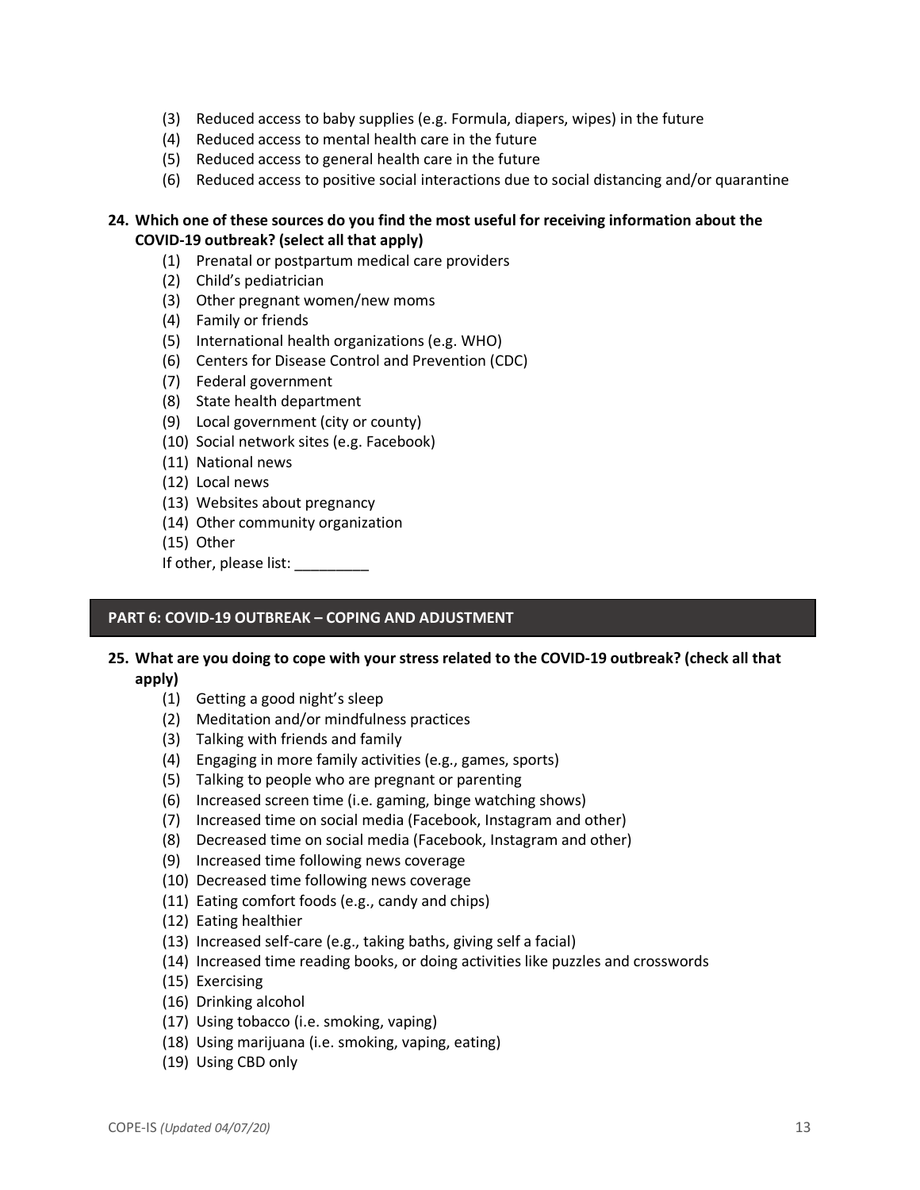(3) Reduced access to baby supplies (e.g. Formula, diapers, wipes) in the future
(4) Reduced access to mental health care in the future
(5) Reduced access to general health care in the future
(6) Reduced access to positive social interactions due to social distancing and/or quarantine

**24. Which one of these sources do you find the most useful for receiving information about the COVID-19 outbreak? (select all that apply)**

(1) Prenatal or postpartum medical care providers
(2) Child's pediatrician
(3) Other pregnant women/new moms
(4) Family or friends
(5) International health organizations (e.g. WHO)
(6) Centers for Disease Control and Prevention (CDC)
(7) Federal government
(8) State health department
(9) Local government (city or county)
(10) Social network sites (e.g. Facebook)
(11) National news
(12) Local news
(13) Websites about pregnancy
(14) Other community organization
(15) Other

If other, please list: _________

## PART 6: COVID-19 OUTBREAK – COPING AND ADJUSTMENT

**25. What are you doing to cope with your stress related to the COVID-19 outbreak? (check all that apply)**

(1) Getting a good night's sleep
(2) Meditation and/or mindfulness practices
(3) Talking with friends and family
(4) Engaging in more family activities (e.g., games, sports)
(5) Talking to people who are pregnant or parenting
(6) Increased screen time (i.e. gaming, binge watching shows)
(7) Increased time on social media (Facebook, Instagram and other)
(8) Decreased time on social media (Facebook, Instagram and other)
(9) Increased time following news coverage
(10) Decreased time following news coverage
(11) Eating comfort foods (e.g., candy and chips)
(12) Eating healthier
(13) Increased self-care (e.g., taking baths, giving self a facial)
(14) Increased time reading books, or doing activities like puzzles and crosswords
(15) Exercising
(16) Drinking alcohol
(17) Using tobacco (i.e. smoking, vaping)
(18) Using marijuana (i.e. smoking, vaping, eating)
(19) Using CBD only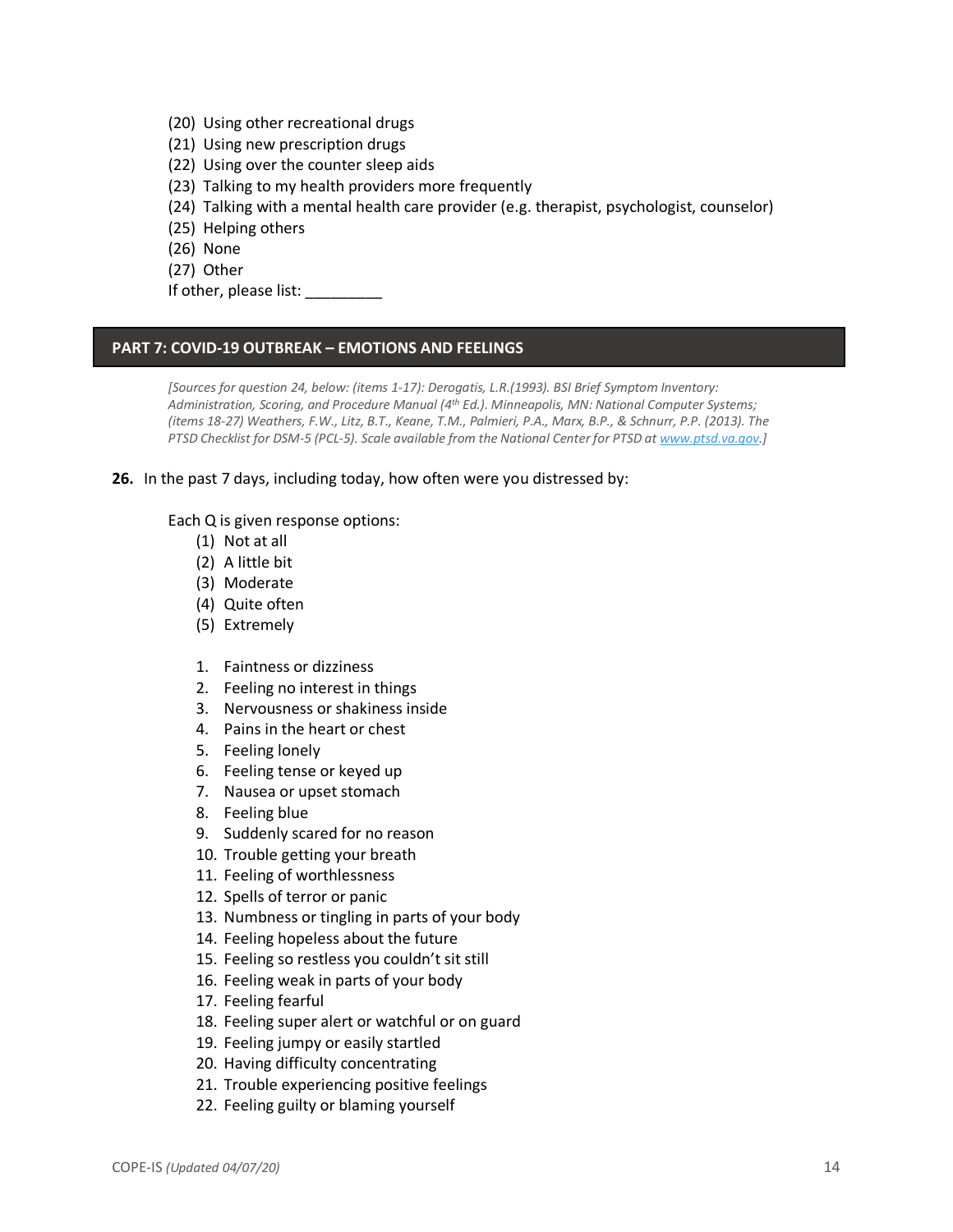(20) Using other recreational drugs
(21) Using new prescription drugs
(22) Using over the counter sleep aids
(23) Talking to my health providers more frequently
(24) Talking with a mental health care provider (e.g. therapist, psychologist, counselor)
(25) Helping others
(26) None
(27) Other
If other, please list: _________

## PART 7: COVID-19 OUTBREAK – EMOTIONS AND FEELINGS

*[Sources for question 24, below: (items 1-17): Derogatis, L.R.(1993). BSI Brief Symptom Inventory: Administration, Scoring, and Procedure Manual (4th Ed.). Minneapolis, MN: National Computer Systems; (items 18-27) Weathers, F.W., Litz, B.T., Keane, T.M., Palmieri, P.A., Marx, B.P., & Schnurr, P.P. (2013). The PTSD Checklist for DSM-5 (PCL-5). Scale available from the National Center for PTSD at [www.ptsd.va.gov](http://www.ptsd.va.gov).]*

**26.** In the past 7 days, including today, how often were you distressed by:

Each Q is given response options:

(1) Not at all
(2) A little bit
(3) Moderate
(4) Quite often
(5) Extremely

1. Faintness or dizziness
2. Feeling no interest in things
3. Nervousness or shakiness inside
4. Pains in the heart or chest
5. Feeling lonely
6. Feeling tense or keyed up
7. Nausea or upset stomach
8. Feeling blue
9. Suddenly scared for no reason
10. Trouble getting your breath
11. Feeling of worthlessness
12. Spells of terror or panic
13. Numbness or tingling in parts of your body
14. Feeling hopeless about the future
15. Feeling so restless you couldn't sit still
16. Feeling weak in parts of your body
17. Feeling fearful
18. Feeling super alert or watchful or on guard
19. Feeling jumpy or easily startled
20. Having difficulty concentrating
21. Trouble experiencing positive feelings
22. Feeling guilty or blaming yourself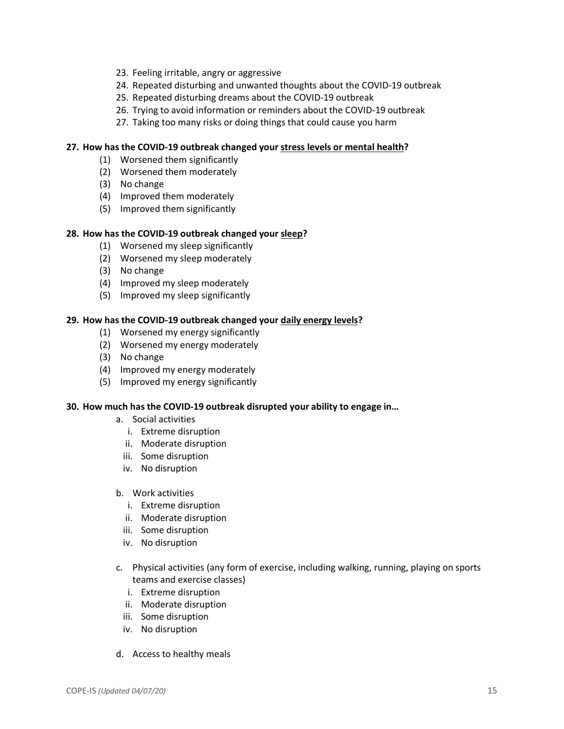23. Feeling irritable, angry or aggressive
24. Repeated disturbing and unwanted thoughts about the COVID-19 outbreak
25. Repeated disturbing dreams about the COVID-19 outbreak
26. Trying to avoid information or reminders about the COVID-19 outbreak
27. Taking too many risks or doing things that could cause you harm

**27. How has the COVID-19 outbreak changed your <u>stress levels or mental health</u>?**

(1) Worsened them significantly
(2) Worsened them moderately
(3) No change
(4) Improved them moderately
(5) Improved them significantly

**28. How has the COVID-19 outbreak changed your <u>sleep</u>?**

(1) Worsened my sleep significantly
(2) Worsened my sleep moderately
(3) No change
(4) Improved my sleep moderately
(5) Improved my sleep significantly

**29. How has the COVID-19 outbreak changed your <u>daily energy levels</u>?**

(1) Worsened my energy significantly
(2) Worsened my energy moderately
(3) No change
(4) Improved my energy moderately
(5) Improved my energy significantly

**30. How much has the COVID-19 outbreak disrupted your ability to engage in…**

a. Social activities
   i. Extreme disruption
   ii. Moderate disruption
   iii. Some disruption
   iv. No disruption

b. Work activities
   i. Extreme disruption
   ii. Moderate disruption
   iii. Some disruption
   iv. No disruption

c. Physical activities (any form of exercise, including walking, running, playing on sports teams and exercise classes)
   i. Extreme disruption
   ii. Moderate disruption
   iii. Some disruption
   iv. No disruption

d. Access to healthy meals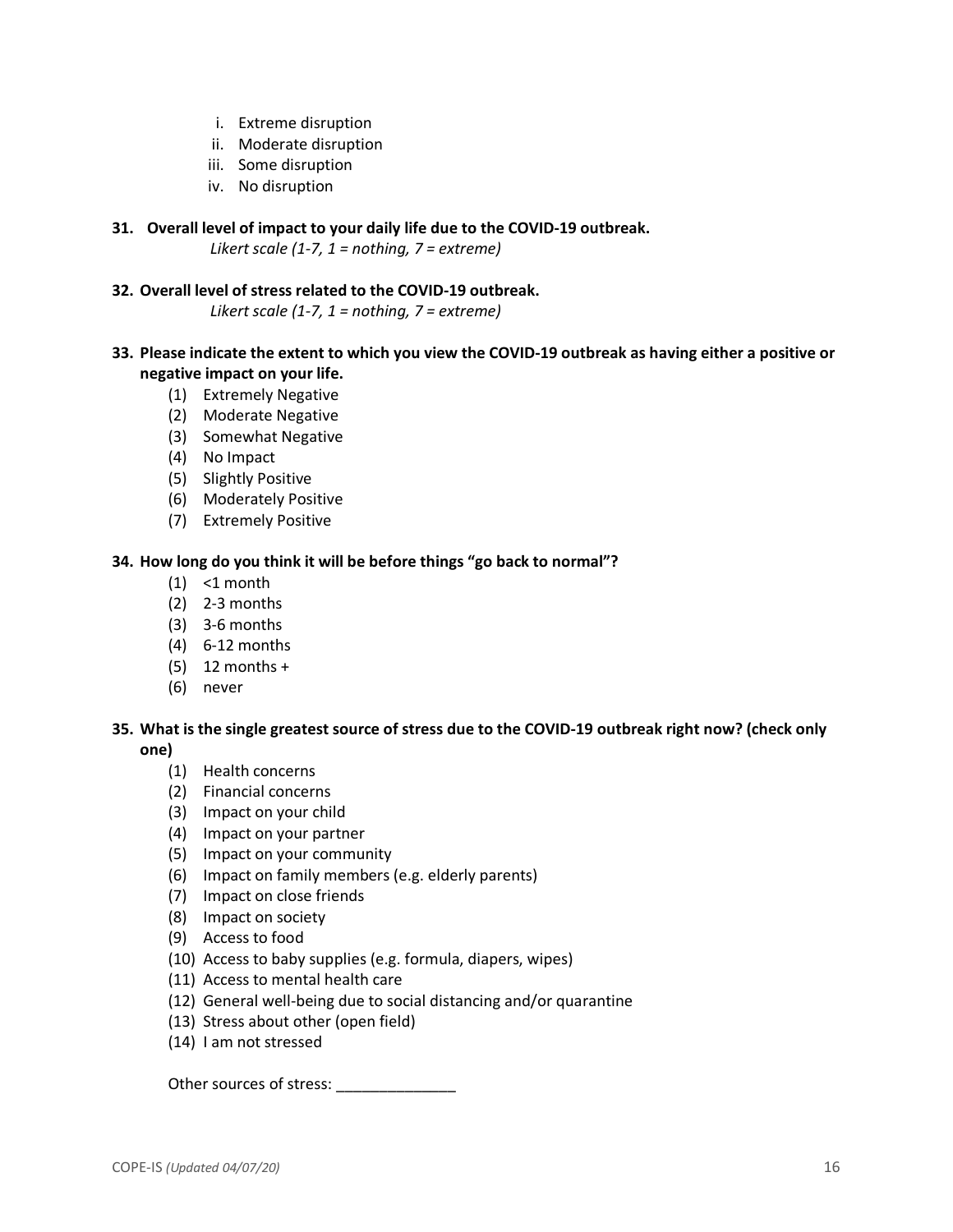i. Extreme disruption
ii. Moderate disruption
iii. Some disruption
iv. No disruption

**31. Overall level of impact to your daily life due to the COVID-19 outbreak.**

*Likert scale (1-7, 1 = nothing, 7 = extreme)*

**32. Overall level of stress related to the COVID-19 outbreak.**

*Likert scale (1-7, 1 = nothing, 7 = extreme)*

**33. Please indicate the extent to which you view the COVID-19 outbreak as having either a positive or negative impact on your life.**

(1) Extremely Negative
(2) Moderate Negative
(3) Somewhat Negative
(4) No Impact
(5) Slightly Positive
(6) Moderately Positive
(7) Extremely Positive

**34. How long do you think it will be before things "go back to normal"?**

(1) <1 month
(2) 2-3 months
(3) 3-6 months
(4) 6-12 months
(5) 12 months +
(6) never

**35. What is the single greatest source of stress due to the COVID-19 outbreak right now? (check only one)**

(1) Health concerns
(2) Financial concerns
(3) Impact on your child
(4) Impact on your partner
(5) Impact on your community
(6) Impact on family members (e.g. elderly parents)
(7) Impact on close friends
(8) Impact on society
(9) Access to food
(10) Access to baby supplies (e.g. formula, diapers, wipes)
(11) Access to mental health care
(12) General well-being due to social distancing and/or quarantine
(13) Stress about other (open field)
(14) I am not stressed

Other sources of stress: ______________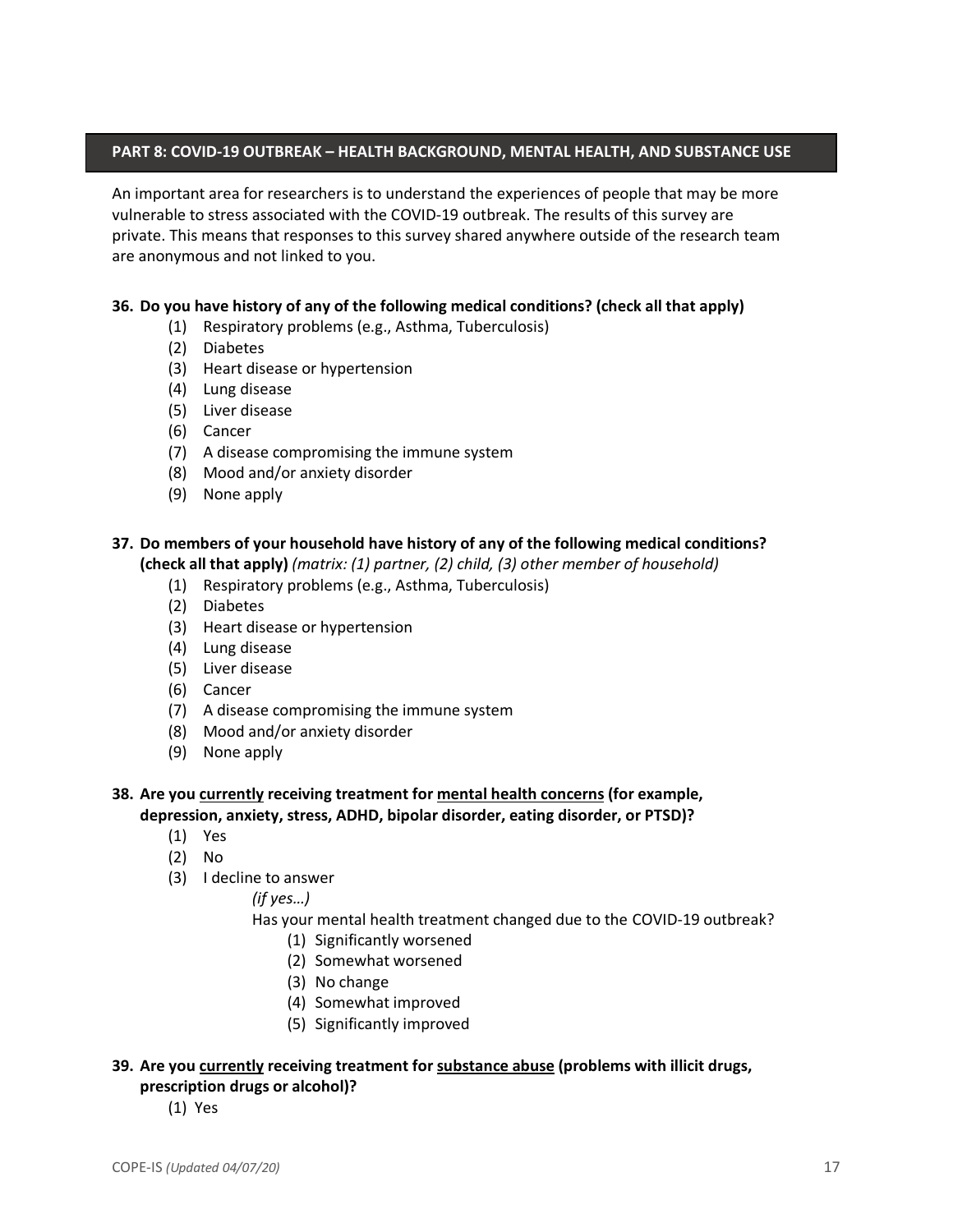## PART 8: COVID-19 OUTBREAK – HEALTH BACKGROUND, MENTAL HEALTH, AND SUBSTANCE USE

An important area for researchers is to understand the experiences of people that may be more vulnerable to stress associated with the COVID-19 outbreak. The results of this survey are private. This means that responses to this survey shared anywhere outside of the research team are anonymous and not linked to you.

**36. Do you have history of any of the following medical conditions? (check all that apply)**

- (1) Respiratory problems (e.g., Asthma, Tuberculosis)
- (2) Diabetes
- (3) Heart disease or hypertension
- (4) Lung disease
- (5) Liver disease
- (6) Cancer
- (7) A disease compromising the immune system
- (8) Mood and/or anxiety disorder
- (9) None apply

**37. Do members of your household have history of any of the following medical conditions? (check all that apply)** *(matrix: (1) partner, (2) child, (3) other member of household)*

- (1) Respiratory problems (e.g., Asthma, Tuberculosis)
- (2) Diabetes
- (3) Heart disease or hypertension
- (4) Lung disease
- (5) Liver disease
- (6) Cancer
- (7) A disease compromising the immune system
- (8) Mood and/or anxiety disorder
- (9) None apply

**38. Are you <u>currently</u> receiving treatment for <u>mental health concerns</u> (for example, depression, anxiety, stress, ADHD, bipolar disorder, eating disorder, or PTSD)?**

- (1) Yes
- (2) No
- (3) I decline to answer

  *(if yes…)*

  Has your mental health treatment changed due to the COVID-19 outbreak?

  - (1) Significantly worsened
  - (2) Somewhat worsened
  - (3) No change
  - (4) Somewhat improved
  - (5) Significantly improved

**39. Are you <u>currently</u> receiving treatment for <u>substance abuse</u> (problems with illicit drugs, prescription drugs or alcohol)?**

- (1) Yes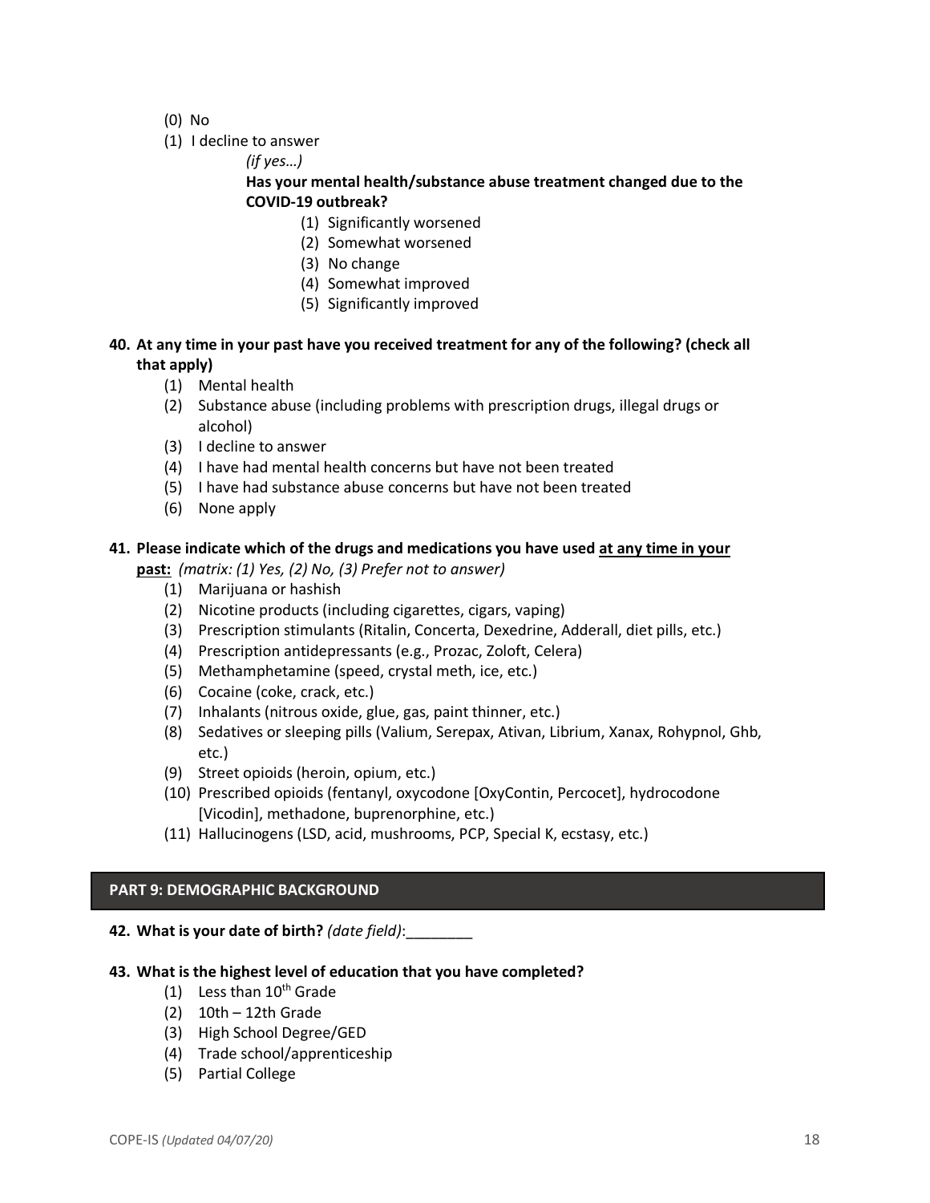(0) No
(1) I decline to answer

*(if yes…)*

**Has your mental health/substance abuse treatment changed due to the COVID-19 outbreak?**

(1) Significantly worsened
(2) Somewhat worsened
(3) No change
(4) Somewhat improved
(5) Significantly improved

**40. At any time in your past have you received treatment for any of the following? (check all that apply)**

(1) Mental health
(2) Substance abuse (including problems with prescription drugs, illegal drugs or alcohol)
(3) I decline to answer
(4) I have had mental health concerns but have not been treated
(5) I have had substance abuse concerns but have not been treated
(6) None apply

**41. Please indicate which of the drugs and medications you have used <u>at any time in your past:</u>** *(matrix: (1) Yes, (2) No, (3) Prefer not to answer)*

(1) Marijuana or hashish
(2) Nicotine products (including cigarettes, cigars, vaping)
(3) Prescription stimulants (Ritalin, Concerta, Dexedrine, Adderall, diet pills, etc.)
(4) Prescription antidepressants (e.g., Prozac, Zoloft, Celera)
(5) Methamphetamine (speed, crystal meth, ice, etc.)
(6) Cocaine (coke, crack, etc.)
(7) Inhalants (nitrous oxide, glue, gas, paint thinner, etc.)
(8) Sedatives or sleeping pills (Valium, Serepax, Ativan, Librium, Xanax, Rohypnol, Ghb, etc.)
(9) Street opioids (heroin, opium, etc.)
(10) Prescribed opioids (fentanyl, oxycodone [OxyContin, Percocet], hydrocodone [Vicodin], methadone, buprenorphine, etc.)
(11) Hallucinogens (LSD, acid, mushrooms, PCP, Special K, ecstasy, etc.)

## PART 9: DEMOGRAPHIC BACKGROUND

**42. What is your date of birth?** *(date field)*:________

**43. What is the highest level of education that you have completed?**

(1) Less than 10th Grade
(2) 10th – 12th Grade
(3) High School Degree/GED
(4) Trade school/apprenticeship
(5) Partial College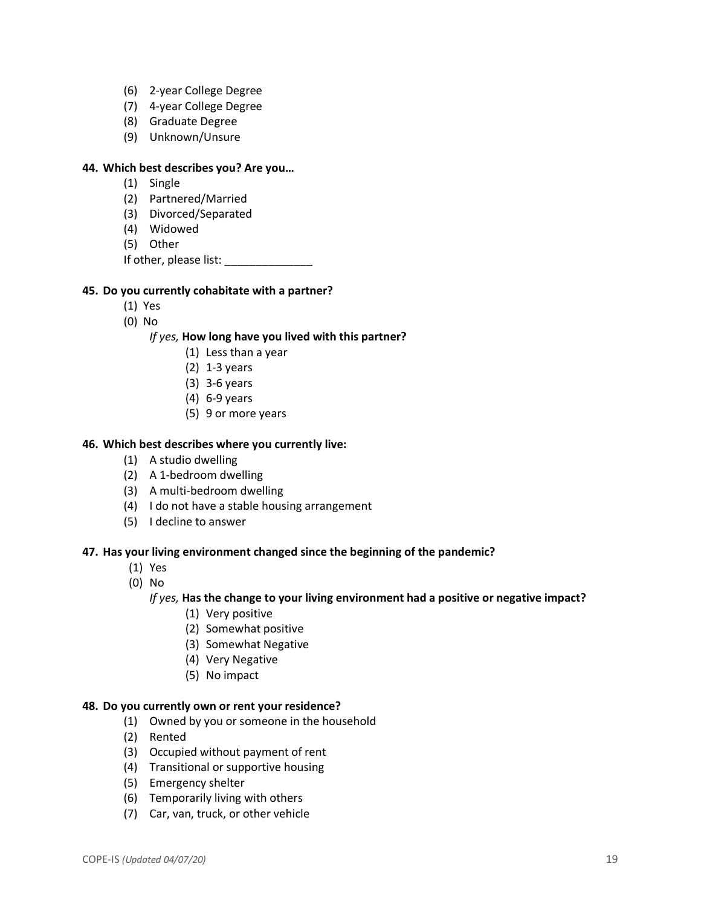(6) 2-year College Degree
(7) 4-year College Degree
(8) Graduate Degree
(9) Unknown/Unsure

**44. Which best describes you? Are you…**

(1) Single
(2) Partnered/Married
(3) Divorced/Separated
(4) Widowed
(5) Other

If other, please list: ______________

**45. Do you currently cohabitate with a partner?**

(1) Yes
(0) No

*If yes,* **How long have you lived with this partner?**

(1) Less than a year
(2) 1-3 years
(3) 3-6 years
(4) 6-9 years
(5) 9 or more years

**46. Which best describes where you currently live:**

(1) A studio dwelling
(2) A 1-bedroom dwelling
(3) A multi-bedroom dwelling
(4) I do not have a stable housing arrangement
(5) I decline to answer

**47. Has your living environment changed since the beginning of the pandemic?**

(1) Yes
(0) No

*If yes,* **Has the change to your living environment had a positive or negative impact?**

(1) Very positive
(2) Somewhat positive
(3) Somewhat Negative
(4) Very Negative
(5) No impact

**48. Do you currently own or rent your residence?**

(1) Owned by you or someone in the household
(2) Rented
(3) Occupied without payment of rent
(4) Transitional or supportive housing
(5) Emergency shelter
(6) Temporarily living with others
(7) Car, van, truck, or other vehicle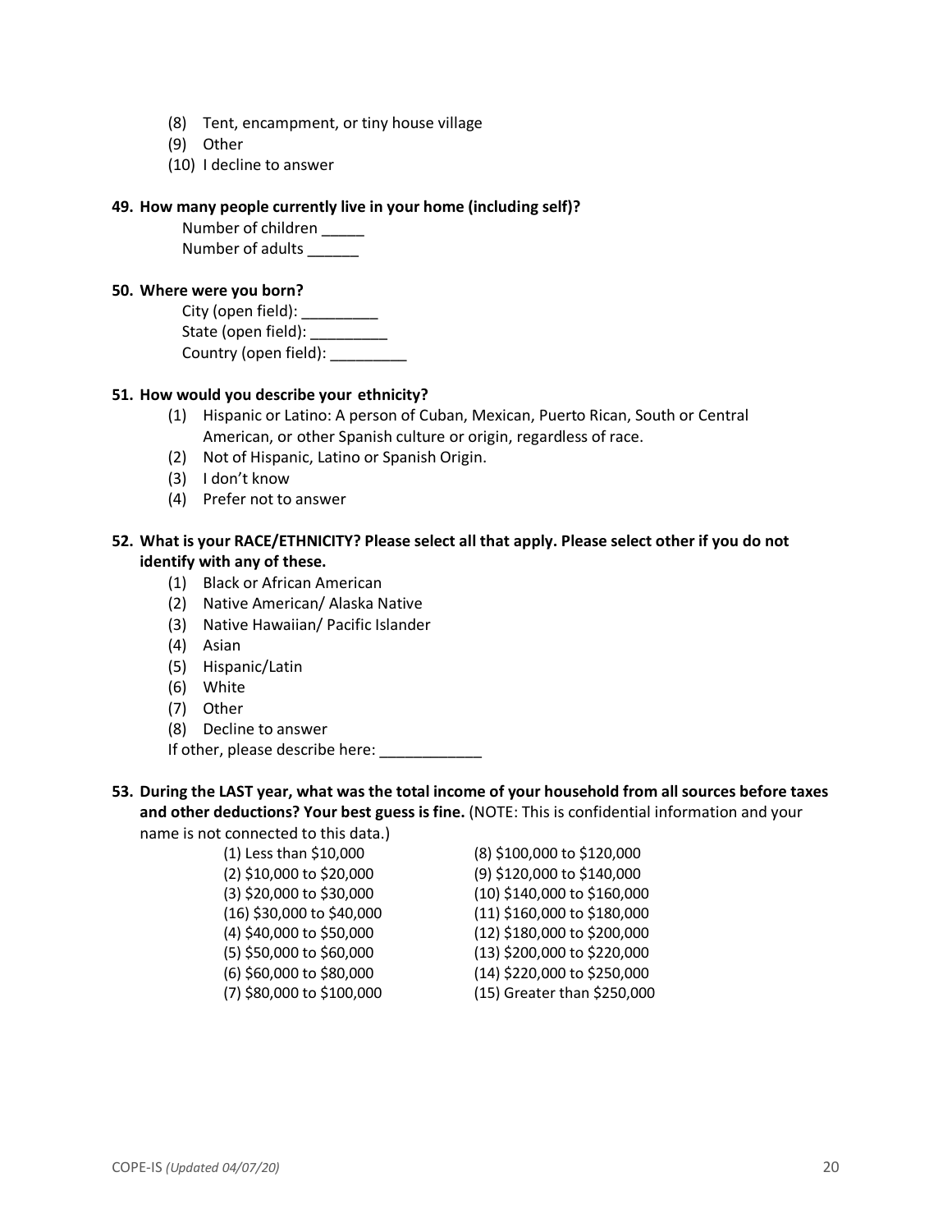(8) Tent, encampment, or tiny house village
(9) Other
(10) I decline to answer

**49. How many people currently live in your home (including self)?**

Number of children _____
Number of adults ______

**50. Where were you born?**

City (open field): _________
State (open field): _________
Country (open field): _________

**51. How would you describe your ethnicity?**

(1) Hispanic or Latino: A person of Cuban, Mexican, Puerto Rican, South or Central American, or other Spanish culture or origin, regardless of race.
(2) Not of Hispanic, Latino or Spanish Origin.
(3) I don't know
(4) Prefer not to answer

**52. What is your RACE/ETHNICITY? Please select all that apply. Please select other if you do not identify with any of these.**

(1) Black or African American
(2) Native American/ Alaska Native
(3) Native Hawaiian/ Pacific Islander
(4) Asian
(5) Hispanic/Latin
(6) White
(7) Other
(8) Decline to answer

If other, please describe here: ____________

**53. During the LAST year, what was the total income of your household from all sources before taxes and other deductions? Your best guess is fine.** (NOTE: This is confidential information and your name is not connected to this data.)

(1) Less than $10,000
(2) $10,000 to $20,000
(3) $20,000 to $30,000
(16) $30,000 to $40,000
(4) $40,000 to $50,000
(5) $50,000 to $60,000
(6) $60,000 to $80,000
(7) $80,000 to $100,000
(8) $100,000 to $120,000
(9) $120,000 to $140,000
(10) $140,000 to $160,000
(11) $160,000 to $180,000
(12) $180,000 to $200,000
(13) $200,000 to $220,000
(14) $220,000 to $250,000
(15) Greater than $250,000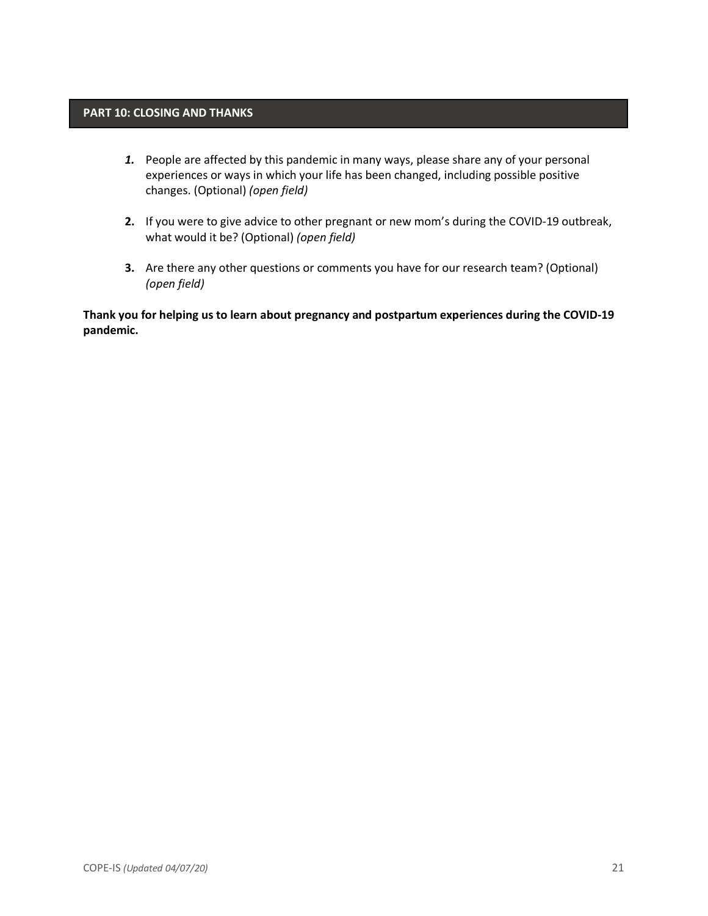## PART 10: CLOSING AND THANKS

1. People are affected by this pandemic in many ways, please share any of your personal experiences or ways in which your life has been changed, including possible positive changes. (Optional) *(open field)*

2. If you were to give advice to other pregnant or new mom's during the COVID-19 outbreak, what would it be? (Optional) *(open field)*

3. Are there any other questions or comments you have for our research team? (Optional) *(open field)*

**Thank you for helping us to learn about pregnancy and postpartum experiences during the COVID-19 pandemic.**